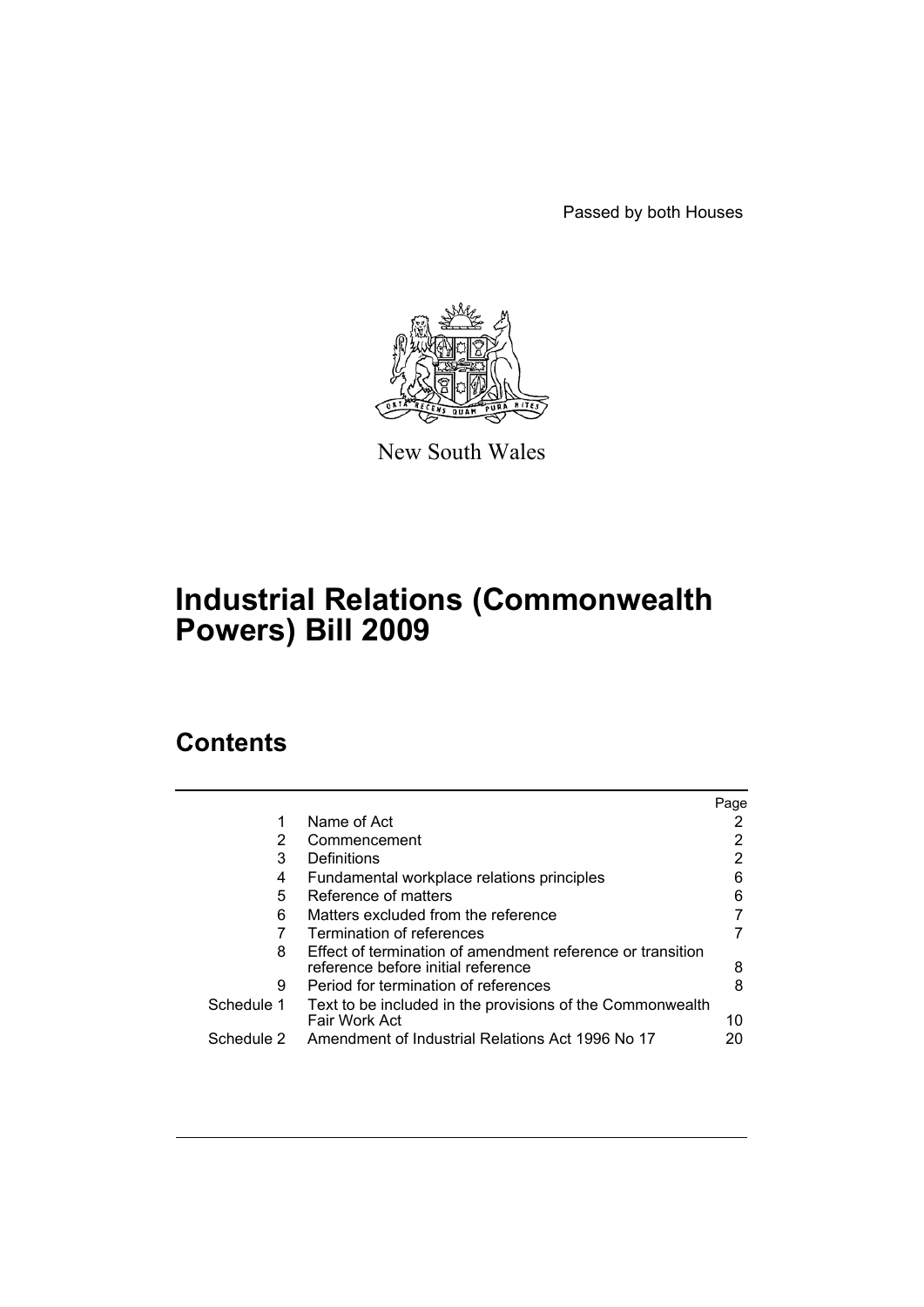Passed by both Houses

New South Wales

# Industrial Relations (Commonwealth Powers) Bill 2009

## Contents

| | | Page |
|---|---|---|
| 1 | Name of Act | 2 |
| 2 | Commencement | 2 |
| 3 | Definitions | 2 |
| 4 | Fundamental workplace relations principles | 6 |
| 5 | Reference of matters | 6 |
| 6 | Matters excluded from the reference | 7 |
| 7 | Termination of references | 7 |
| 8 | Effect of termination of amendment reference or transition reference before initial reference | 8 |
| 9 | Period for termination of references | 8 |
| Schedule 1 | Text to be included in the provisions of the Commonwealth Fair Work Act | 10 |
| Schedule 2 | Amendment of Industrial Relations Act 1996 No 17 | 20 |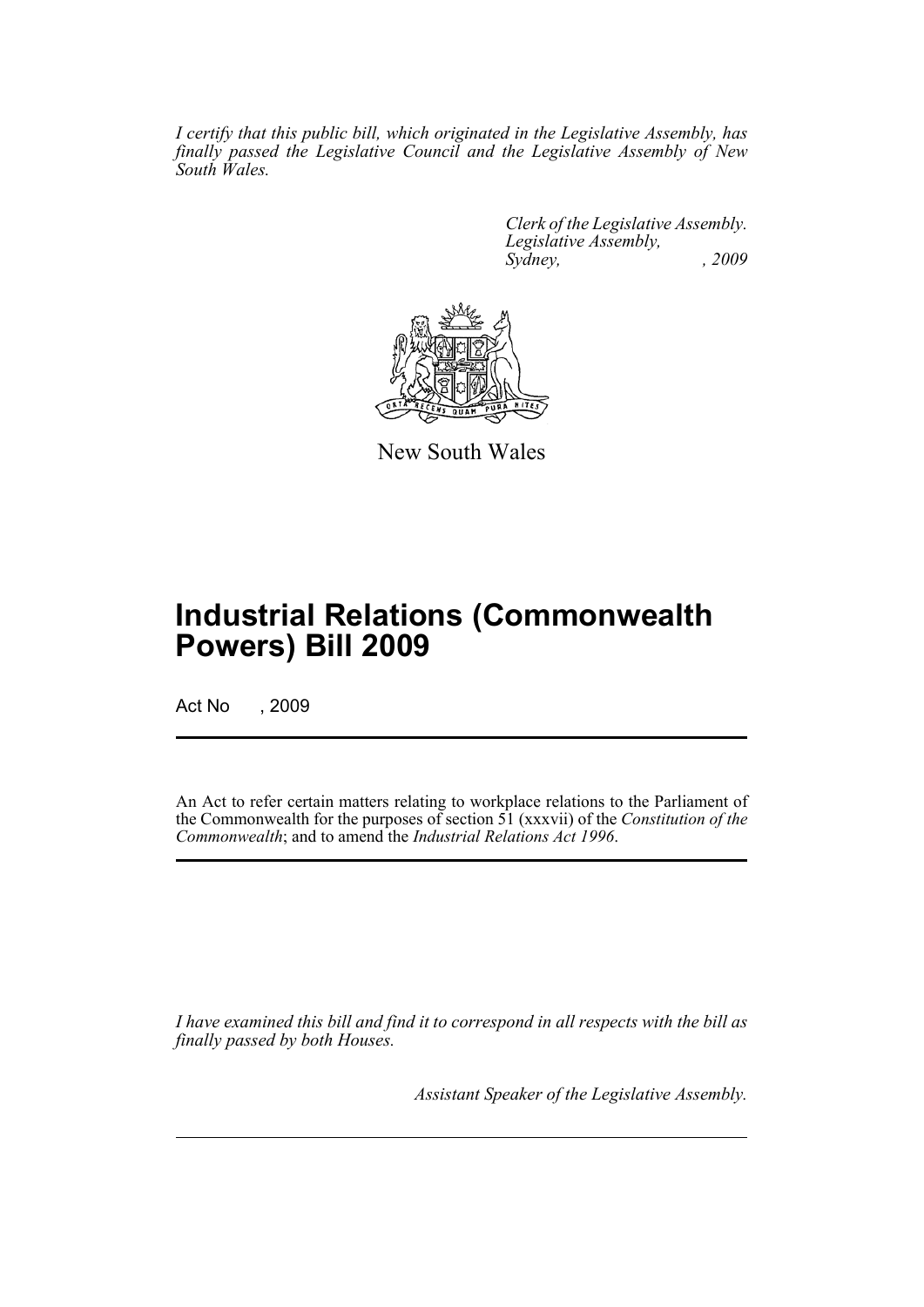*I certify that this public bill, which originated in the Legislative Assembly, has finally passed the Legislative Council and the Legislative Assembly of New South Wales.*

*Clerk of the Legislative Assembly.*
*Legislative Assembly,*
*Sydney, , 2009*

New South Wales

# Industrial Relations (Commonwealth Powers) Bill 2009

Act No , 2009

An Act to refer certain matters relating to workplace relations to the Parliament of the Commonwealth for the purposes of section 51 (xxxvii) of the *Constitution of the Commonwealth*; and to amend the *Industrial Relations Act 1996*.

*I have examined this bill and find it to correspond in all respects with the bill as finally passed by both Houses.*

*Assistant Speaker of the Legislative Assembly.*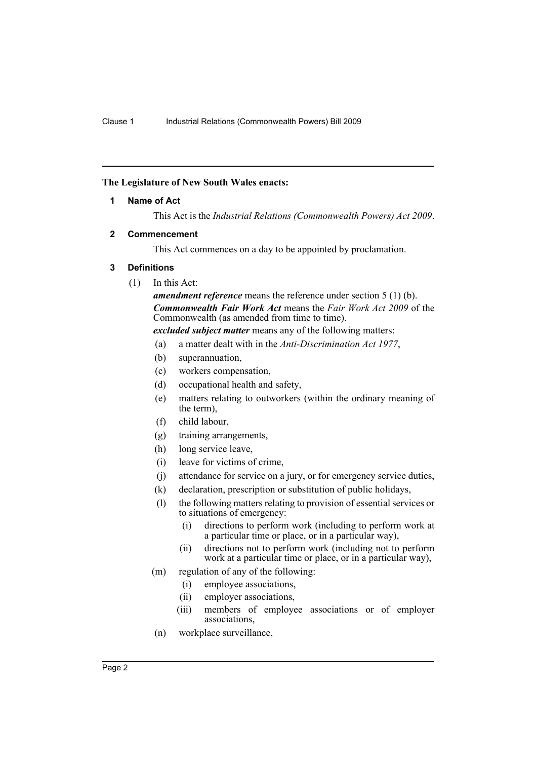**The Legislature of New South Wales enacts:**

## 1 Name of Act

This Act is the *Industrial Relations (Commonwealth Powers) Act 2009*.

## 2 Commencement

This Act commences on a day to be appointed by proclamation.

## 3 Definitions

(1) In this Act:

***amendment reference*** means the reference under section 5 (1) (b).

***Commonwealth Fair Work Act*** means the *Fair Work Act 2009* of the Commonwealth (as amended from time to time).

***excluded subject matter*** means any of the following matters:

- (a) a matter dealt with in the *Anti-Discrimination Act 1977*,
- (b) superannuation,
- (c) workers compensation,
- (d) occupational health and safety,
- (e) matters relating to outworkers (within the ordinary meaning of the term),
- (f) child labour,
- (g) training arrangements,
- (h) long service leave,
- (i) leave for victims of crime,
- (j) attendance for service on a jury, or for emergency service duties,
- (k) declaration, prescription or substitution of public holidays,
- (l) the following matters relating to provision of essential services or to situations of emergency:
  - (i) directions to perform work (including to perform work at a particular time or place, or in a particular way),
  - (ii) directions not to perform work (including not to perform work at a particular time or place, or in a particular way),
- (m) regulation of any of the following:
  - (i) employee associations,
  - (ii) employer associations,
  - (iii) members of employee associations or of employer associations,
- (n) workplace surveillance,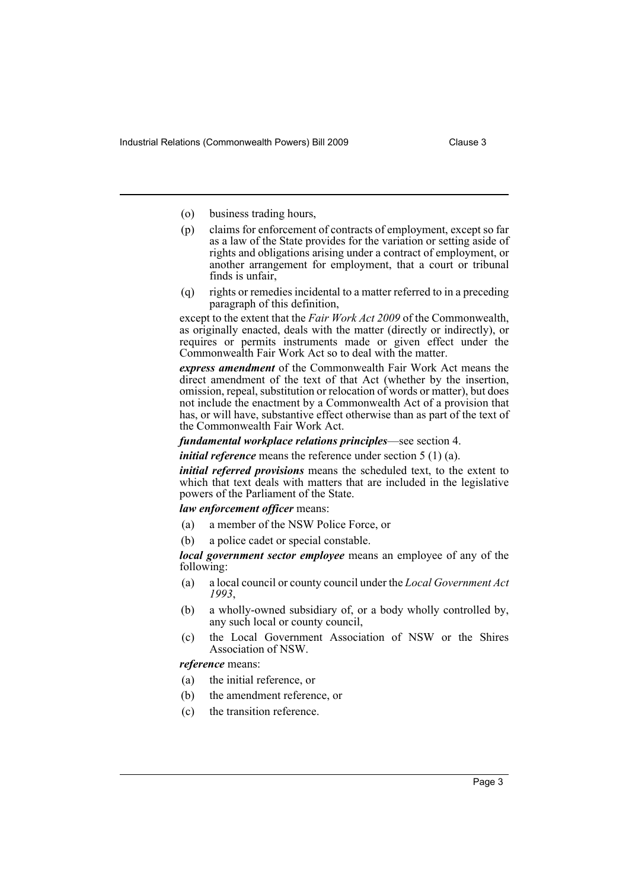(o) business trading hours,

(p) claims for enforcement of contracts of employment, except so far as a law of the State provides for the variation or setting aside of rights and obligations arising under a contract of employment, or another arrangement for employment, that a court or tribunal finds is unfair,

(q) rights or remedies incidental to a matter referred to in a preceding paragraph of this definition,

except to the extent that the *Fair Work Act 2009* of the Commonwealth, as originally enacted, deals with the matter (directly or indirectly), or requires or permits instruments made or given effect under the Commonwealth Fair Work Act so to deal with the matter.

***express amendment*** of the Commonwealth Fair Work Act means the direct amendment of the text of that Act (whether by the insertion, omission, repeal, substitution or relocation of words or matter), but does not include the enactment by a Commonwealth Act of a provision that has, or will have, substantive effect otherwise than as part of the text of the Commonwealth Fair Work Act.

***fundamental workplace relations principles***—see section 4.

***initial reference*** means the reference under section 5 (1) (a).

***initial referred provisions*** means the scheduled text, to the extent to which that text deals with matters that are included in the legislative powers of the Parliament of the State.

***law enforcement officer*** means:

(a) a member of the NSW Police Force, or

(b) a police cadet or special constable.

***local government sector employee*** means an employee of any of the following:

(a) a local council or county council under the *Local Government Act 1993*,

(b) a wholly-owned subsidiary of, or a body wholly controlled by, any such local or county council,

(c) the Local Government Association of NSW or the Shires Association of NSW.

***reference*** means:

(a) the initial reference, or

(b) the amendment reference, or

(c) the transition reference.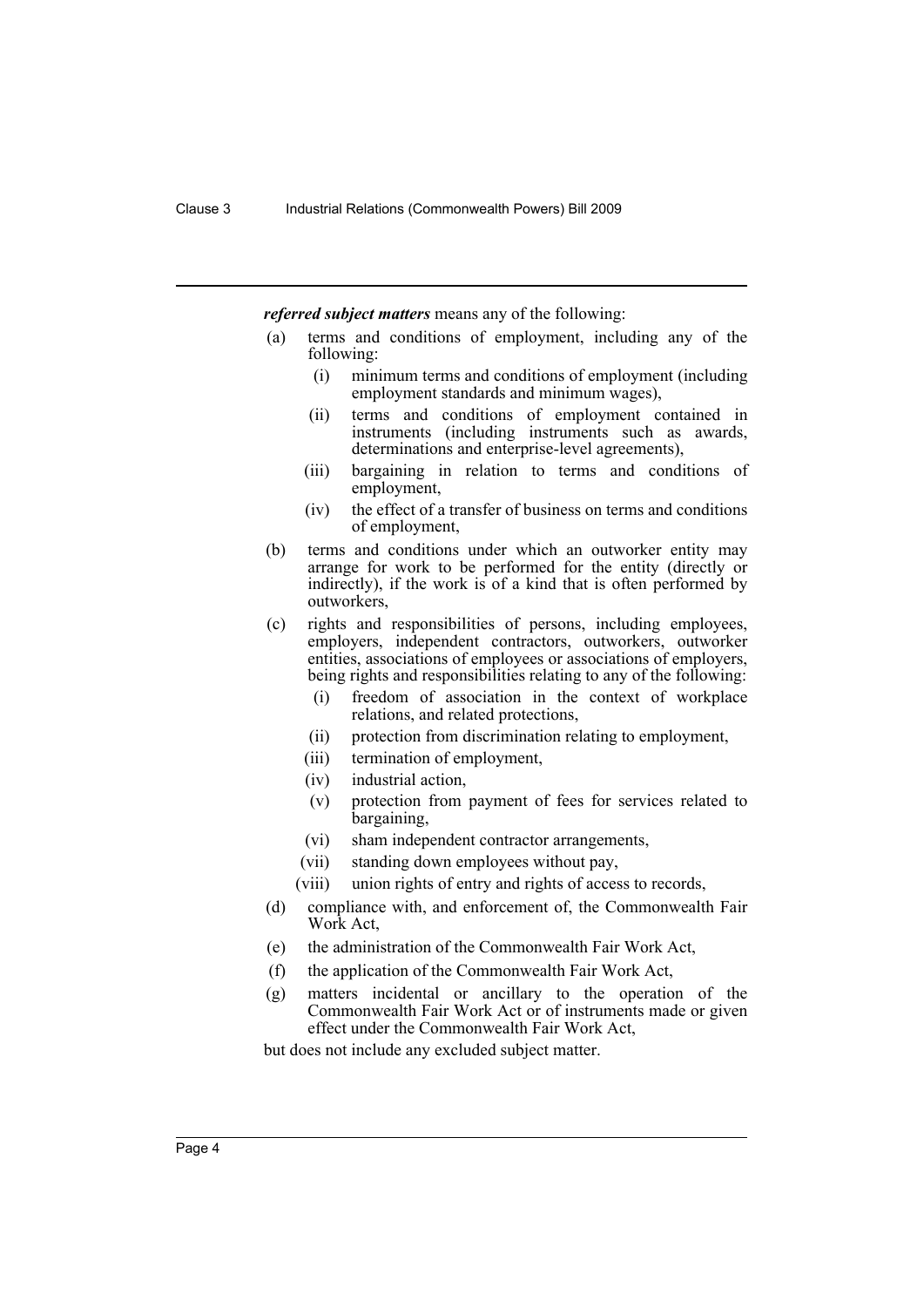***referred subject matters*** means any of the following:

- (a) terms and conditions of employment, including any of the following:
  - (i) minimum terms and conditions of employment (including employment standards and minimum wages),
  - (ii) terms and conditions of employment contained in instruments (including instruments such as awards, determinations and enterprise-level agreements),
  - (iii) bargaining in relation to terms and conditions of employment,
  - (iv) the effect of a transfer of business on terms and conditions of employment,
- (b) terms and conditions under which an outworker entity may arrange for work to be performed for the entity (directly or indirectly), if the work is of a kind that is often performed by outworkers,
- (c) rights and responsibilities of persons, including employees, employers, independent contractors, outworkers, outworker entities, associations of employees or associations of employers, being rights and responsibilities relating to any of the following:
  - (i) freedom of association in the context of workplace relations, and related protections,
  - (ii) protection from discrimination relating to employment,
  - (iii) termination of employment,
  - (iv) industrial action,
  - (v) protection from payment of fees for services related to bargaining,
  - (vi) sham independent contractor arrangements,
  - (vii) standing down employees without pay,
  - (viii) union rights of entry and rights of access to records,
- (d) compliance with, and enforcement of, the Commonwealth Fair Work Act,
- (e) the administration of the Commonwealth Fair Work Act,
- (f) the application of the Commonwealth Fair Work Act,
- (g) matters incidental or ancillary to the operation of the Commonwealth Fair Work Act or of instruments made or given effect under the Commonwealth Fair Work Act,

but does not include any excluded subject matter.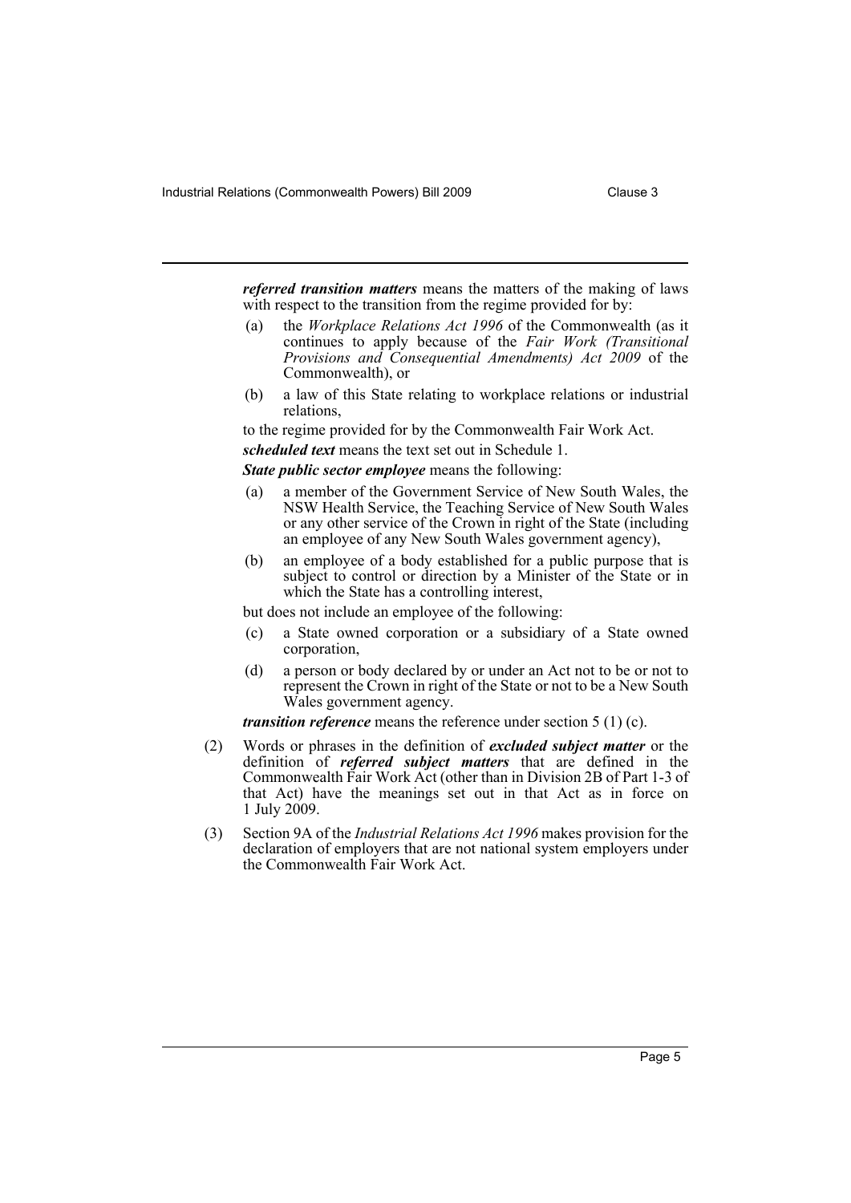***referred transition matters*** means the matters of the making of laws with respect to the transition from the regime provided for by:

(a) the *Workplace Relations Act 1996* of the Commonwealth (as it continues to apply because of the *Fair Work (Transitional Provisions and Consequential Amendments) Act 2009* of the Commonwealth), or

(b) a law of this State relating to workplace relations or industrial relations,

to the regime provided for by the Commonwealth Fair Work Act.

***scheduled text*** means the text set out in Schedule 1.

***State public sector employee*** means the following:

(a) a member of the Government Service of New South Wales, the NSW Health Service, the Teaching Service of New South Wales or any other service of the Crown in right of the State (including an employee of any New South Wales government agency),

(b) an employee of a body established for a public purpose that is subject to control or direction by a Minister of the State or in which the State has a controlling interest,

but does not include an employee of the following:

(c) a State owned corporation or a subsidiary of a State owned corporation,

(d) a person or body declared by or under an Act not to be or not to represent the Crown in right of the State or not to be a New South Wales government agency.

***transition reference*** means the reference under section 5 (1) (c).

(2) Words or phrases in the definition of ***excluded subject matter*** or the definition of ***referred subject matters*** that are defined in the Commonwealth Fair Work Act (other than in Division 2B of Part 1-3 of that Act) have the meanings set out in that Act as in force on 1 July 2009.

(3) Section 9A of the *Industrial Relations Act 1996* makes provision for the declaration of employers that are not national system employers under the Commonwealth Fair Work Act.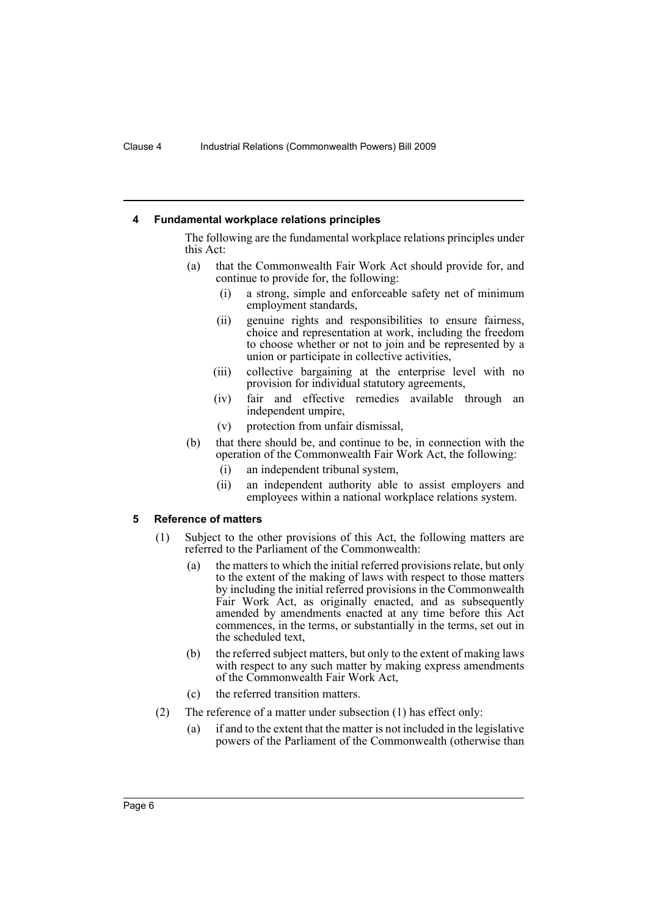### 4 Fundamental workplace relations principles

The following are the fundamental workplace relations principles under this Act:

- (a) that the Commonwealth Fair Work Act should provide for, and continue to provide for, the following:
  - (i) a strong, simple and enforceable safety net of minimum employment standards,
  - (ii) genuine rights and responsibilities to ensure fairness, choice and representation at work, including the freedom to choose whether or not to join and be represented by a union or participate in collective activities,
  - (iii) collective bargaining at the enterprise level with no provision for individual statutory agreements,
  - (iv) fair and effective remedies available through an independent umpire,
  - (v) protection from unfair dismissal,
- (b) that there should be, and continue to be, in connection with the operation of the Commonwealth Fair Work Act, the following:
  - (i) an independent tribunal system,
  - (ii) an independent authority able to assist employers and employees within a national workplace relations system.

### 5 Reference of matters

(1) Subject to the other provisions of this Act, the following matters are referred to the Parliament of the Commonwealth:

- (a) the matters to which the initial referred provisions relate, but only to the extent of the making of laws with respect to those matters by including the initial referred provisions in the Commonwealth Fair Work Act, as originally enacted, and as subsequently amended by amendments enacted at any time before this Act commences, in the terms, or substantially in the terms, set out in the scheduled text,
- (b) the referred subject matters, but only to the extent of making laws with respect to any such matter by making express amendments of the Commonwealth Fair Work Act,
- (c) the referred transition matters.

(2) The reference of a matter under subsection (1) has effect only:

- (a) if and to the extent that the matter is not included in the legislative powers of the Parliament of the Commonwealth (otherwise than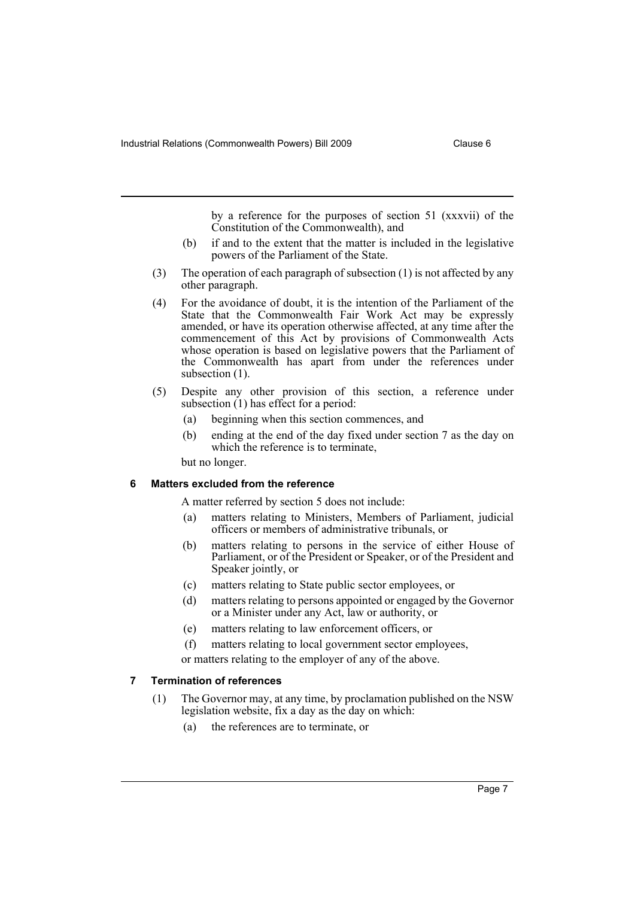by a reference for the purposes of section 51 (xxxvii) of the Constitution of the Commonwealth), and

(b) if and to the extent that the matter is included in the legislative powers of the Parliament of the State.

(3) The operation of each paragraph of subsection (1) is not affected by any other paragraph.

(4) For the avoidance of doubt, it is the intention of the Parliament of the State that the Commonwealth Fair Work Act may be expressly amended, or have its operation otherwise affected, at any time after the commencement of this Act by provisions of Commonwealth Acts whose operation is based on legislative powers that the Parliament of the Commonwealth has apart from under the references under subsection (1).

(5) Despite any other provision of this section, a reference under subsection (1) has effect for a period:

(a) beginning when this section commences, and

(b) ending at the end of the day fixed under section 7 as the day on which the reference is to terminate,

but no longer.

### 6 Matters excluded from the reference

A matter referred by section 5 does not include:

(a) matters relating to Ministers, Members of Parliament, judicial officers or members of administrative tribunals, or

(b) matters relating to persons in the service of either House of Parliament, or of the President or Speaker, or of the President and Speaker jointly, or

(c) matters relating to State public sector employees, or

(d) matters relating to persons appointed or engaged by the Governor or a Minister under any Act, law or authority, or

(e) matters relating to law enforcement officers, or

(f) matters relating to local government sector employees,

or matters relating to the employer of any of the above.

### 7 Termination of references

(1) The Governor may, at any time, by proclamation published on the NSW legislation website, fix a day as the day on which:

(a) the references are to terminate, or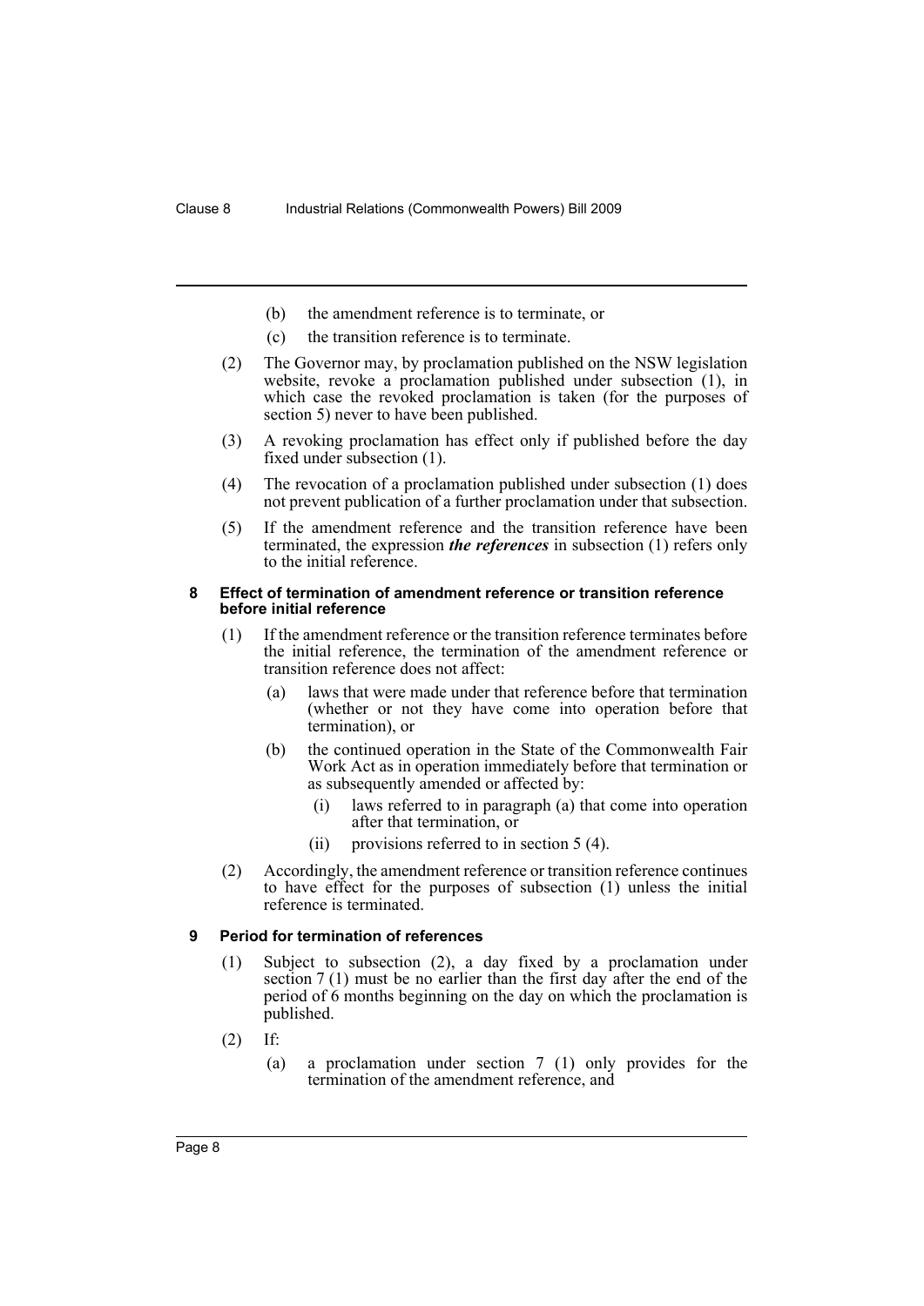(b) the amendment reference is to terminate, or

(c) the transition reference is to terminate.

(2) The Governor may, by proclamation published on the NSW legislation website, revoke a proclamation published under subsection (1), in which case the revoked proclamation is taken (for the purposes of section 5) never to have been published.

(3) A revoking proclamation has effect only if published before the day fixed under subsection (1).

(4) The revocation of a proclamation published under subsection (1) does not prevent publication of a further proclamation under that subsection.

(5) If the amendment reference and the transition reference have been terminated, the expression ***the references*** in subsection (1) refers only to the initial reference.

#### 8 Effect of termination of amendment reference or transition reference before initial reference

(1) If the amendment reference or the transition reference terminates before the initial reference, the termination of the amendment reference or transition reference does not affect:

- (a) laws that were made under that reference before that termination (whether or not they have come into operation before that termination), or
- (b) the continued operation in the State of the Commonwealth Fair Work Act as in operation immediately before that termination or as subsequently amended or affected by:
  - (i) laws referred to in paragraph (a) that come into operation after that termination, or
  - (ii) provisions referred to in section 5 (4).

(2) Accordingly, the amendment reference or transition reference continues to have effect for the purposes of subsection (1) unless the initial reference is terminated.

#### 9 Period for termination of references

(1) Subject to subsection (2), a day fixed by a proclamation under section 7 (1) must be no earlier than the first day after the end of the period of 6 months beginning on the day on which the proclamation is published.

(2) If:

- (a) a proclamation under section 7 (1) only provides for the termination of the amendment reference, and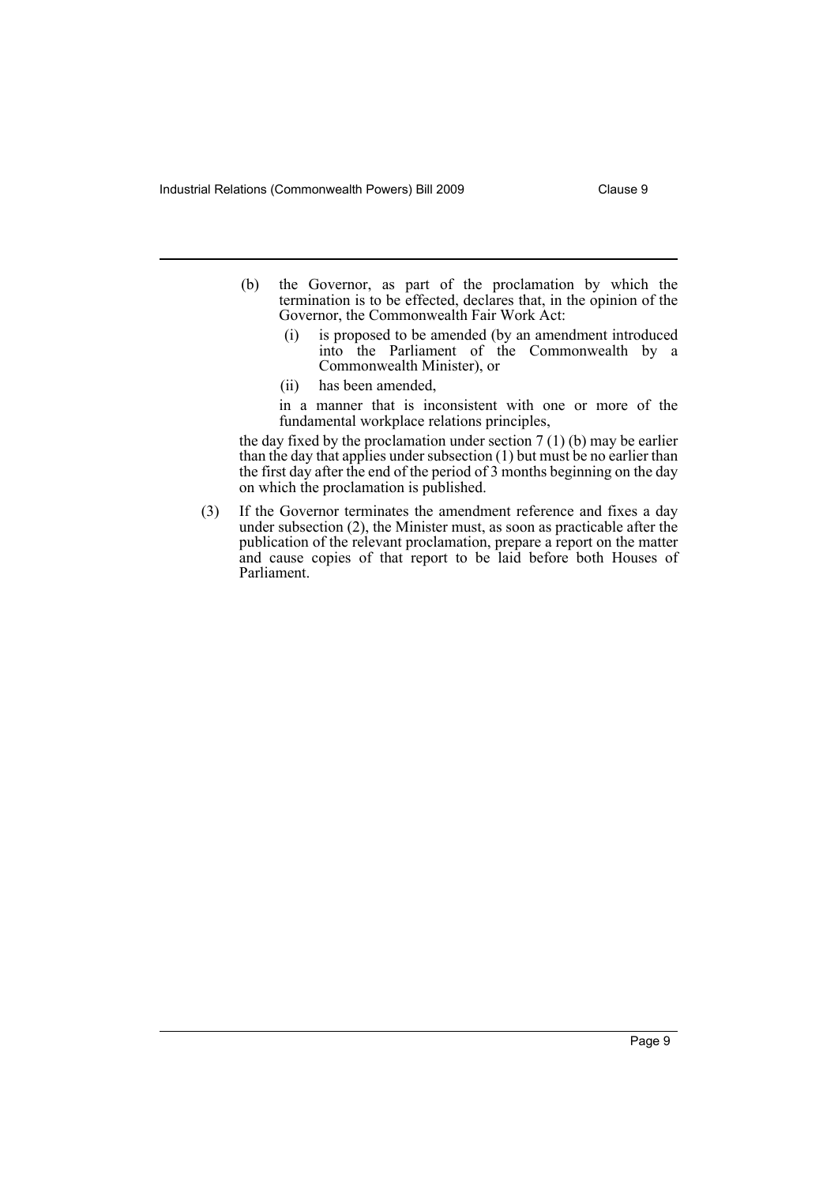(b) the Governor, as part of the proclamation by which the termination is to be effected, declares that, in the opinion of the Governor, the Commonwealth Fair Work Act:

   (i) is proposed to be amended (by an amendment introduced into the Parliament of the Commonwealth by a Commonwealth Minister), or

   (ii) has been amended,

   in a manner that is inconsistent with one or more of the fundamental workplace relations principles,

the day fixed by the proclamation under section 7 (1) (b) may be earlier than the day that applies under subsection (1) but must be no earlier than the first day after the end of the period of 3 months beginning on the day on which the proclamation is published.

(3) If the Governor terminates the amendment reference and fixes a day under subsection (2), the Minister must, as soon as practicable after the publication of the relevant proclamation, prepare a report on the matter and cause copies of that report to be laid before both Houses of Parliament.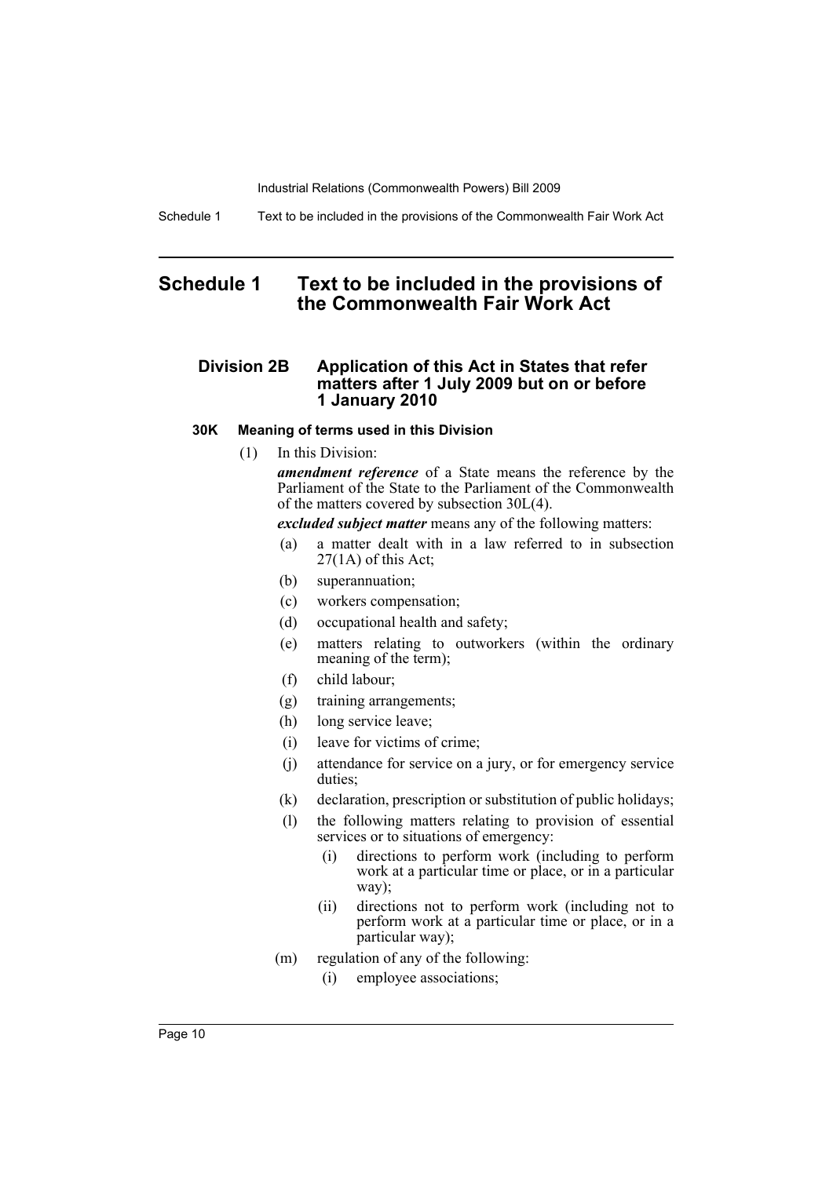# Schedule 1 Text to be included in the provisions of the Commonwealth Fair Work Act

## Division 2B Application of this Act in States that refer matters after 1 July 2009 but on or before 1 January 2010

### 30K Meaning of terms used in this Division

(1) In this Division:

***amendment reference*** of a State means the reference by the Parliament of the State to the Parliament of the Commonwealth of the matters covered by subsection 30L(4).

***excluded subject matter*** means any of the following matters:

- (a) a matter dealt with in a law referred to in subsection 27(1A) of this Act;
- (b) superannuation;
- (c) workers compensation;
- (d) occupational health and safety;
- (e) matters relating to outworkers (within the ordinary meaning of the term);
- (f) child labour;
- (g) training arrangements;
- (h) long service leave;
- (i) leave for victims of crime;
- (j) attendance for service on a jury, or for emergency service duties;
- (k) declaration, prescription or substitution of public holidays;
- (l) the following matters relating to provision of essential services or to situations of emergency:
  - (i) directions to perform work (including to perform work at a particular time or place, or in a particular way);
  - (ii) directions not to perform work (including not to perform work at a particular time or place, or in a particular way);
- (m) regulation of any of the following:
  - (i) employee associations;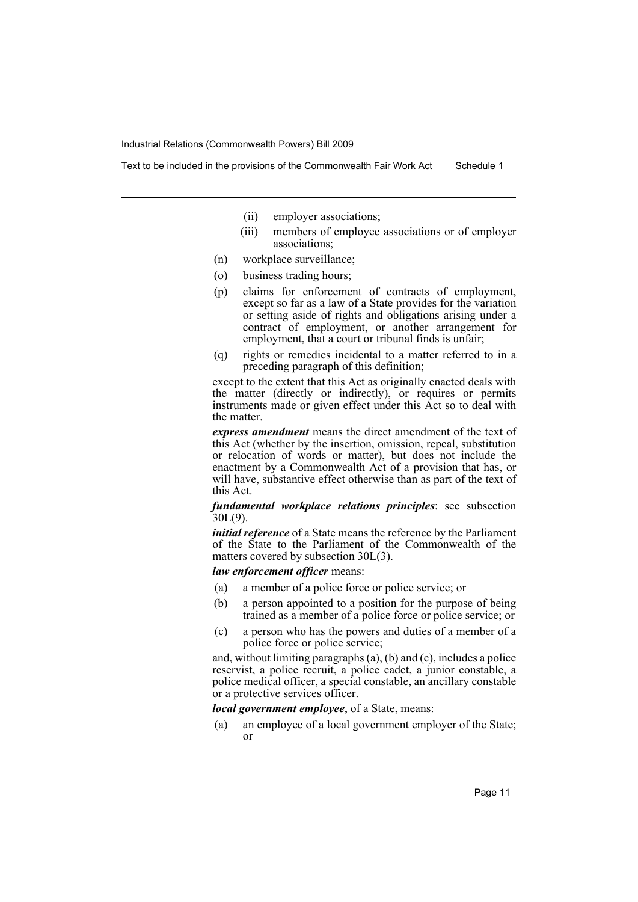- (ii) employer associations;
- (iii) members of employee associations or of employer associations;
- (n) workplace surveillance;
- (o) business trading hours;
- (p) claims for enforcement of contracts of employment, except so far as a law of a State provides for the variation or setting aside of rights and obligations arising under a contract of employment, or another arrangement for employment, that a court or tribunal finds is unfair;
- (q) rights or remedies incidental to a matter referred to in a preceding paragraph of this definition;

except to the extent that this Act as originally enacted deals with the matter (directly or indirectly), or requires or permits instruments made or given effect under this Act so to deal with the matter.

***express amendment*** means the direct amendment of the text of this Act (whether by the insertion, omission, repeal, substitution or relocation of words or matter), but does not include the enactment by a Commonwealth Act of a provision that has, or will have, substantive effect otherwise than as part of the text of this Act.

***fundamental workplace relations principles***: see subsection 30L(9).

***initial reference*** of a State means the reference by the Parliament of the State to the Parliament of the Commonwealth of the matters covered by subsection 30L(3).

***law enforcement officer*** means:

- (a) a member of a police force or police service; or
- (b) a person appointed to a position for the purpose of being trained as a member of a police force or police service; or
- (c) a person who has the powers and duties of a member of a police force or police service;

and, without limiting paragraphs (a), (b) and (c), includes a police reservist, a police recruit, a police cadet, a junior constable, a police medical officer, a special constable, an ancillary constable or a protective services officer.

***local government employee***, of a State, means:

- (a) an employee of a local government employer of the State; or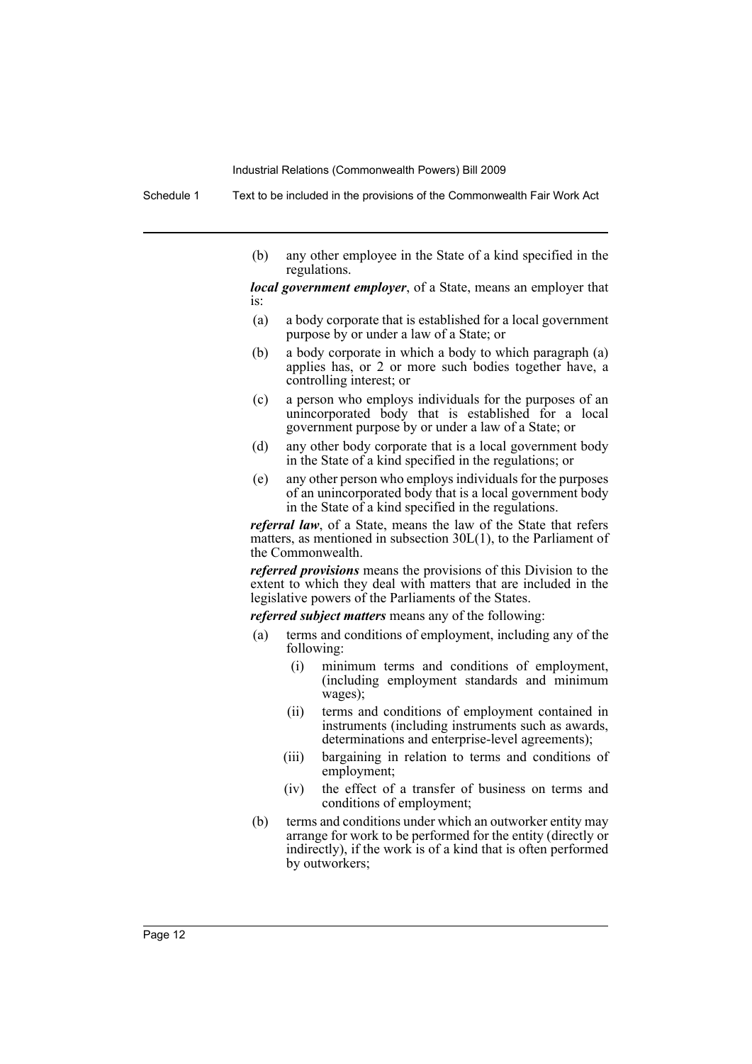(b) any other employee in the State of a kind specified in the regulations.

***local government employer***, of a State, means an employer that is:

(a) a body corporate that is established for a local government purpose by or under a law of a State; or

(b) a body corporate in which a body to which paragraph (a) applies has, or 2 or more such bodies together have, a controlling interest; or

(c) a person who employs individuals for the purposes of an unincorporated body that is established for a local government purpose by or under a law of a State; or

(d) any other body corporate that is a local government body in the State of a kind specified in the regulations; or

(e) any other person who employs individuals for the purposes of an unincorporated body that is a local government body in the State of a kind specified in the regulations.

***referral law***, of a State, means the law of the State that refers matters, as mentioned in subsection 30L(1), to the Parliament of the Commonwealth.

***referred provisions*** means the provisions of this Division to the extent to which they deal with matters that are included in the legislative powers of the Parliaments of the States.

***referred subject matters*** means any of the following:

(a) terms and conditions of employment, including any of the following:

 (i) minimum terms and conditions of employment, (including employment standards and minimum wages);

 (ii) terms and conditions of employment contained in instruments (including instruments such as awards, determinations and enterprise-level agreements);

 (iii) bargaining in relation to terms and conditions of employment;

 (iv) the effect of a transfer of business on terms and conditions of employment;

(b) terms and conditions under which an outworker entity may arrange for work to be performed for the entity (directly or indirectly), if the work is of a kind that is often performed by outworkers;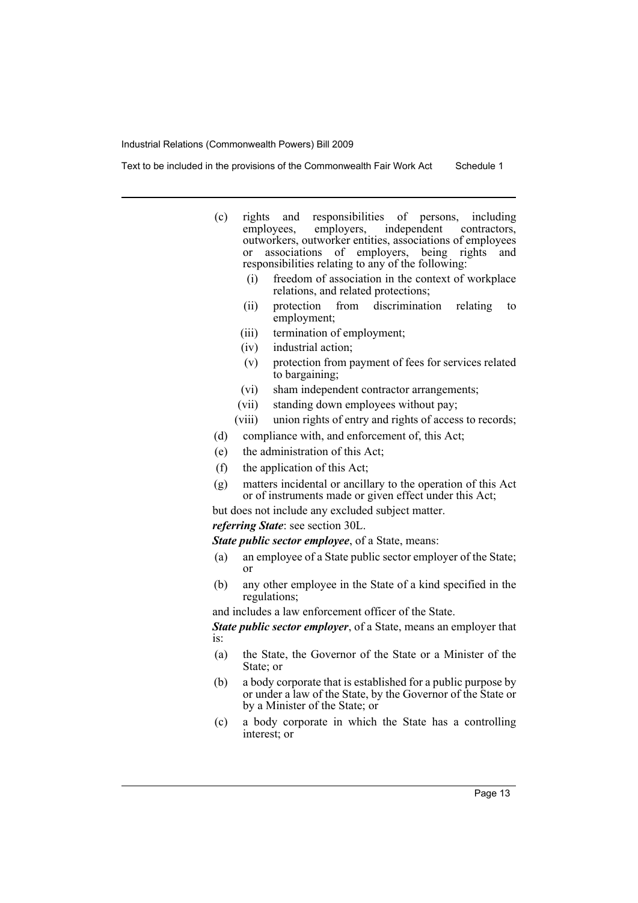(c) rights and responsibilities of persons, including employees, employers, independent contractors, outworkers, outworker entities, associations of employees or associations of employers, being rights and responsibilities relating to any of the following:

  (i) freedom of association in the context of workplace relations, and related protections;

  (ii) protection from discrimination relating to employment;

  (iii) termination of employment;

  (iv) industrial action;

  (v) protection from payment of fees for services related to bargaining;

  (vi) sham independent contractor arrangements;

  (vii) standing down employees without pay;

  (viii) union rights of entry and rights of access to records;

(d) compliance with, and enforcement of, this Act;

(e) the administration of this Act;

(f) the application of this Act;

(g) matters incidental or ancillary to the operation of this Act or of instruments made or given effect under this Act;

but does not include any excluded subject matter.

***referring State***: see section 30L.

***State public sector employee***, of a State, means:

(a) an employee of a State public sector employer of the State; or

(b) any other employee in the State of a kind specified in the regulations;

and includes a law enforcement officer of the State.

***State public sector employer***, of a State, means an employer that is:

(a) the State, the Governor of the State or a Minister of the State; or

(b) a body corporate that is established for a public purpose by or under a law of the State, by the Governor of the State or by a Minister of the State; or

(c) a body corporate in which the State has a controlling interest; or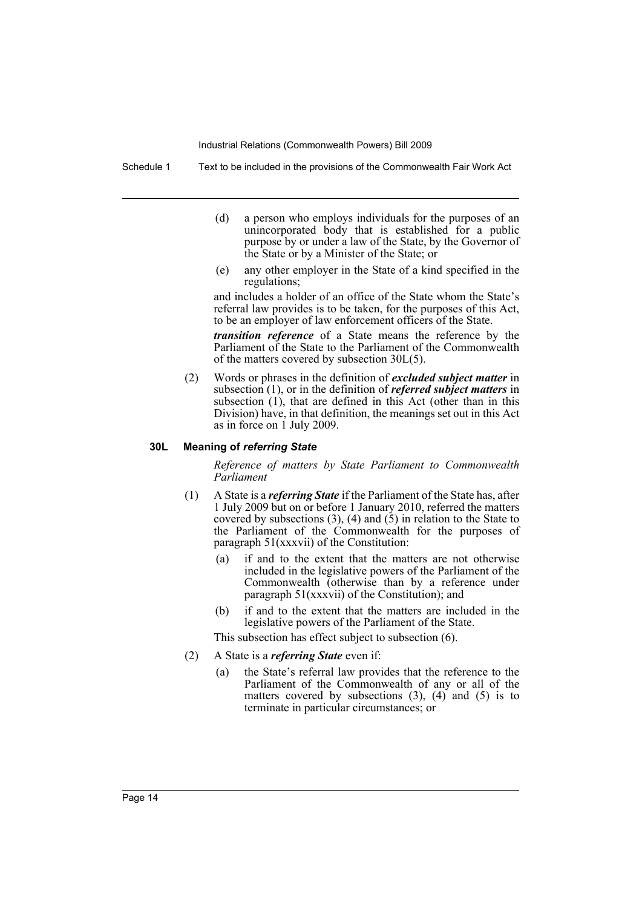(d) a person who employs individuals for the purposes of an unincorporated body that is established for a public purpose by or under a law of the State, by the Governor of the State or by a Minister of the State; or

(e) any other employer in the State of a kind specified in the regulations;

and includes a holder of an office of the State whom the State's referral law provides is to be taken, for the purposes of this Act, to be an employer of law enforcement officers of the State.

***transition reference*** of a State means the reference by the Parliament of the State to the Parliament of the Commonwealth of the matters covered by subsection 30L(5).

(2) Words or phrases in the definition of ***excluded subject matter*** in subsection (1), or in the definition of ***referred subject matters*** in subsection (1), that are defined in this Act (other than in this Division) have, in that definition, the meanings set out in this Act as in force on 1 July 2009.

#### 30L Meaning of *referring State*

*Reference of matters by State Parliament to Commonwealth Parliament*

(1) A State is a ***referring State*** if the Parliament of the State has, after 1 July 2009 but on or before 1 January 2010, referred the matters covered by subsections (3), (4) and (5) in relation to the State to the Parliament of the Commonwealth for the purposes of paragraph 51(xxxvii) of the Constitution:

(a) if and to the extent that the matters are not otherwise included in the legislative powers of the Parliament of the Commonwealth (otherwise than by a reference under paragraph 51(xxxvii) of the Constitution); and

(b) if and to the extent that the matters are included in the legislative powers of the Parliament of the State.

This subsection has effect subject to subsection (6).

(2) A State is a ***referring State*** even if:

(a) the State's referral law provides that the reference to the Parliament of the Commonwealth of any or all of the matters covered by subsections (3), (4) and (5) is to terminate in particular circumstances; or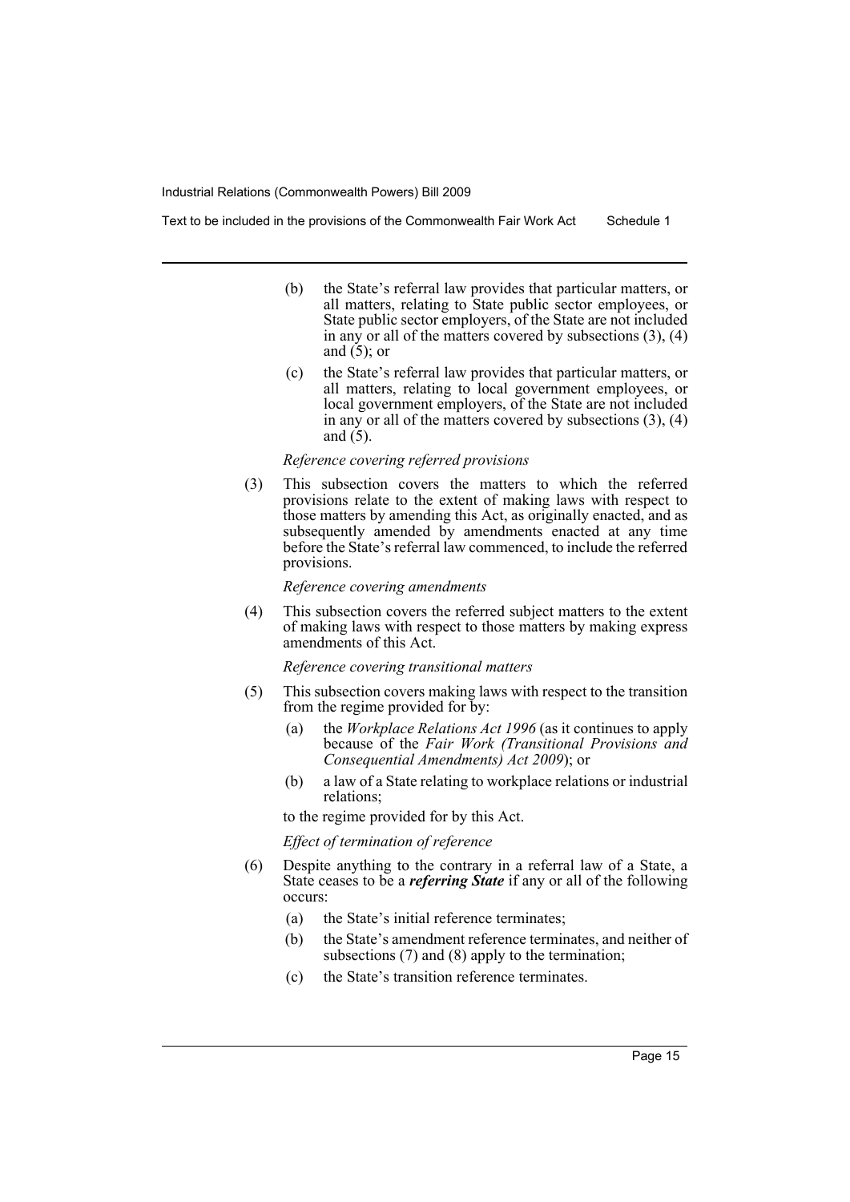(b) the State's referral law provides that particular matters, or all matters, relating to State public sector employees, or State public sector employers, of the State are not included in any or all of the matters covered by subsections (3), (4) and (5); or

(c) the State's referral law provides that particular matters, or all matters, relating to local government employees, or local government employers, of the State are not included in any or all of the matters covered by subsections (3), (4) and (5).

*Reference covering referred provisions*

(3) This subsection covers the matters to which the referred provisions relate to the extent of making laws with respect to those matters by amending this Act, as originally enacted, and as subsequently amended by amendments enacted at any time before the State's referral law commenced, to include the referred provisions.

*Reference covering amendments*

(4) This subsection covers the referred subject matters to the extent of making laws with respect to those matters by making express amendments of this Act.

*Reference covering transitional matters*

(5) This subsection covers making laws with respect to the transition from the regime provided for by:

(a) the *Workplace Relations Act 1996* (as it continues to apply because of the *Fair Work (Transitional Provisions and Consequential Amendments) Act 2009*); or

(b) a law of a State relating to workplace relations or industrial relations;

to the regime provided for by this Act.

*Effect of termination of reference*

(6) Despite anything to the contrary in a referral law of a State, a State ceases to be a ***referring State*** if any or all of the following occurs:

(a) the State's initial reference terminates;

(b) the State's amendment reference terminates, and neither of subsections (7) and (8) apply to the termination;

(c) the State's transition reference terminates.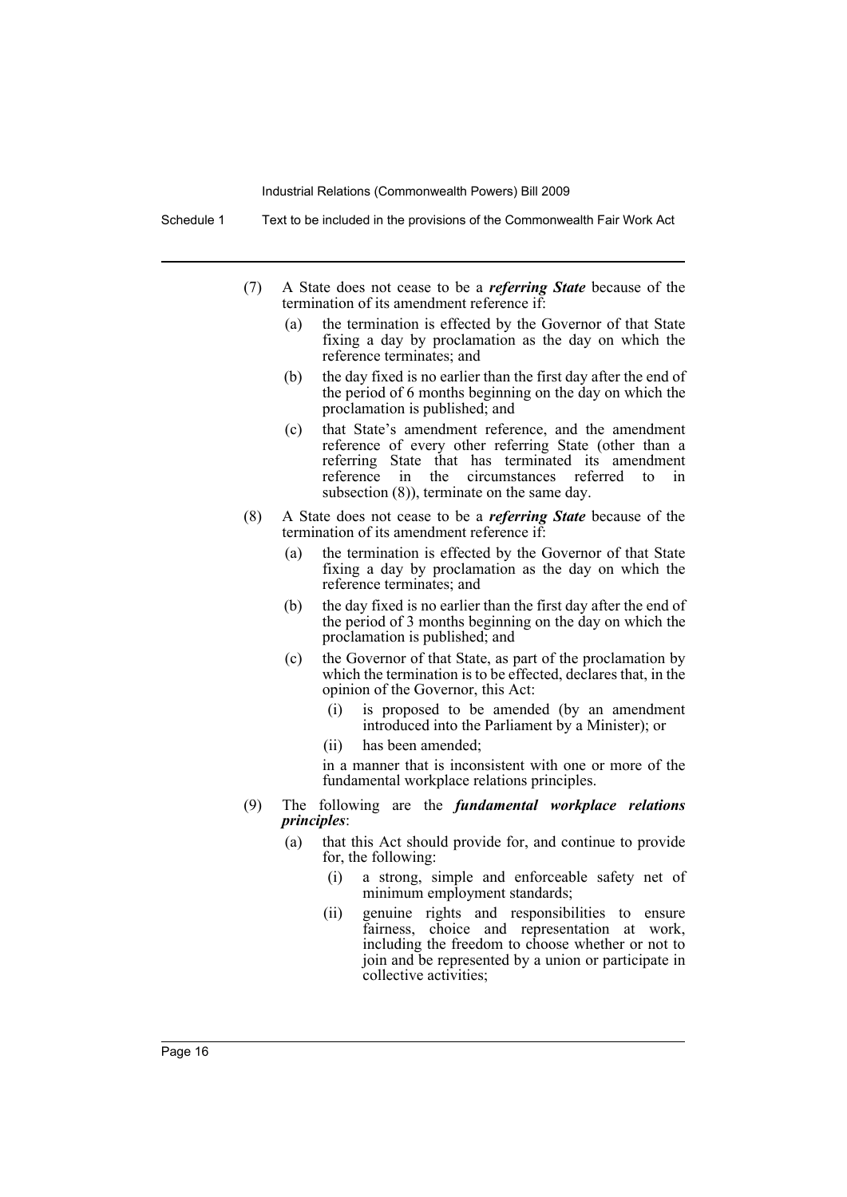(7) A State does not cease to be a ***referring State*** because of the termination of its amendment reference if:

   (a) the termination is effected by the Governor of that State fixing a day by proclamation as the day on which the reference terminates; and

   (b) the day fixed is no earlier than the first day after the end of the period of 6 months beginning on the day on which the proclamation is published; and

   (c) that State's amendment reference, and the amendment reference of every other referring State (other than a referring State that has terminated its amendment reference in the circumstances referred to in subsection (8)), terminate on the same day.

(8) A State does not cease to be a ***referring State*** because of the termination of its amendment reference if:

   (a) the termination is effected by the Governor of that State fixing a day by proclamation as the day on which the reference terminates; and

   (b) the day fixed is no earlier than the first day after the end of the period of 3 months beginning on the day on which the proclamation is published; and

   (c) the Governor of that State, as part of the proclamation by which the termination is to be effected, declares that, in the opinion of the Governor, this Act:

      (i) is proposed to be amended (by an amendment introduced into the Parliament by a Minister); or

      (ii) has been amended;

   in a manner that is inconsistent with one or more of the fundamental workplace relations principles.

(9) The following are the ***fundamental workplace relations principles***:

   (a) that this Act should provide for, and continue to provide for, the following:

      (i) a strong, simple and enforceable safety net of minimum employment standards;

      (ii) genuine rights and responsibilities to ensure fairness, choice and representation at work, including the freedom to choose whether or not to join and be represented by a union or participate in collective activities;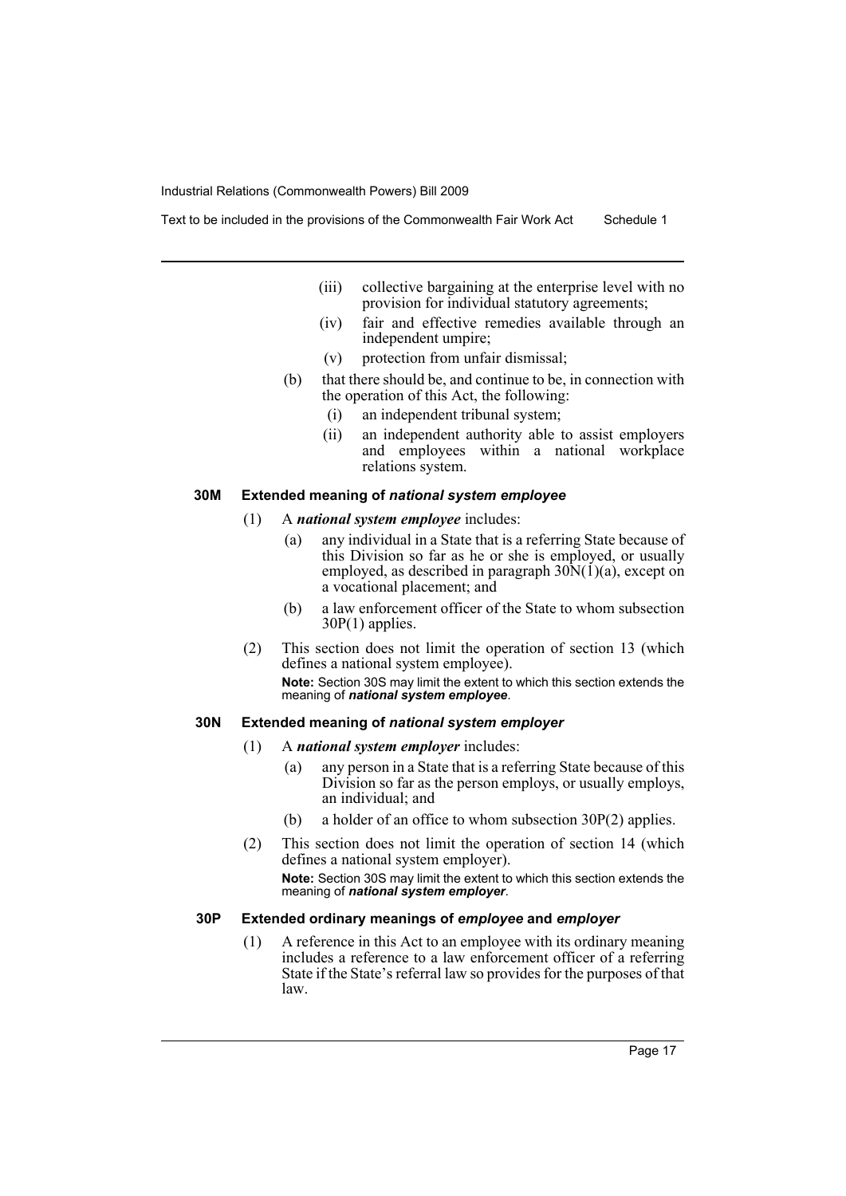(iii) collective bargaining at the enterprise level with no provision for individual statutory agreements;

(iv) fair and effective remedies available through an independent umpire;

(v) protection from unfair dismissal;

(b) that there should be, and continue to be, in connection with the operation of this Act, the following:

(i) an independent tribunal system;

(ii) an independent authority able to assist employers and employees within a national workplace relations system.

### 30M Extended meaning of *national system employee*

(1) A ***national system employee*** includes:

(a) any individual in a State that is a referring State because of this Division so far as he or she is employed, or usually employed, as described in paragraph 30N(1)(a), except on a vocational placement; and

(b) a law enforcement officer of the State to whom subsection 30P(1) applies.

(2) This section does not limit the operation of section 13 (which defines a national system employee).

**Note:** Section 30S may limit the extent to which this section extends the meaning of ***national system employee***.

### 30N Extended meaning of *national system employer*

(1) A ***national system employer*** includes:

(a) any person in a State that is a referring State because of this Division so far as the person employs, or usually employs, an individual; and

(b) a holder of an office to whom subsection 30P(2) applies.

(2) This section does not limit the operation of section 14 (which defines a national system employer).

**Note:** Section 30S may limit the extent to which this section extends the meaning of ***national system employer***.

### 30P Extended ordinary meanings of *employee* and *employer*

(1) A reference in this Act to an employee with its ordinary meaning includes a reference to a law enforcement officer of a referring State if the State's referral law so provides for the purposes of that law.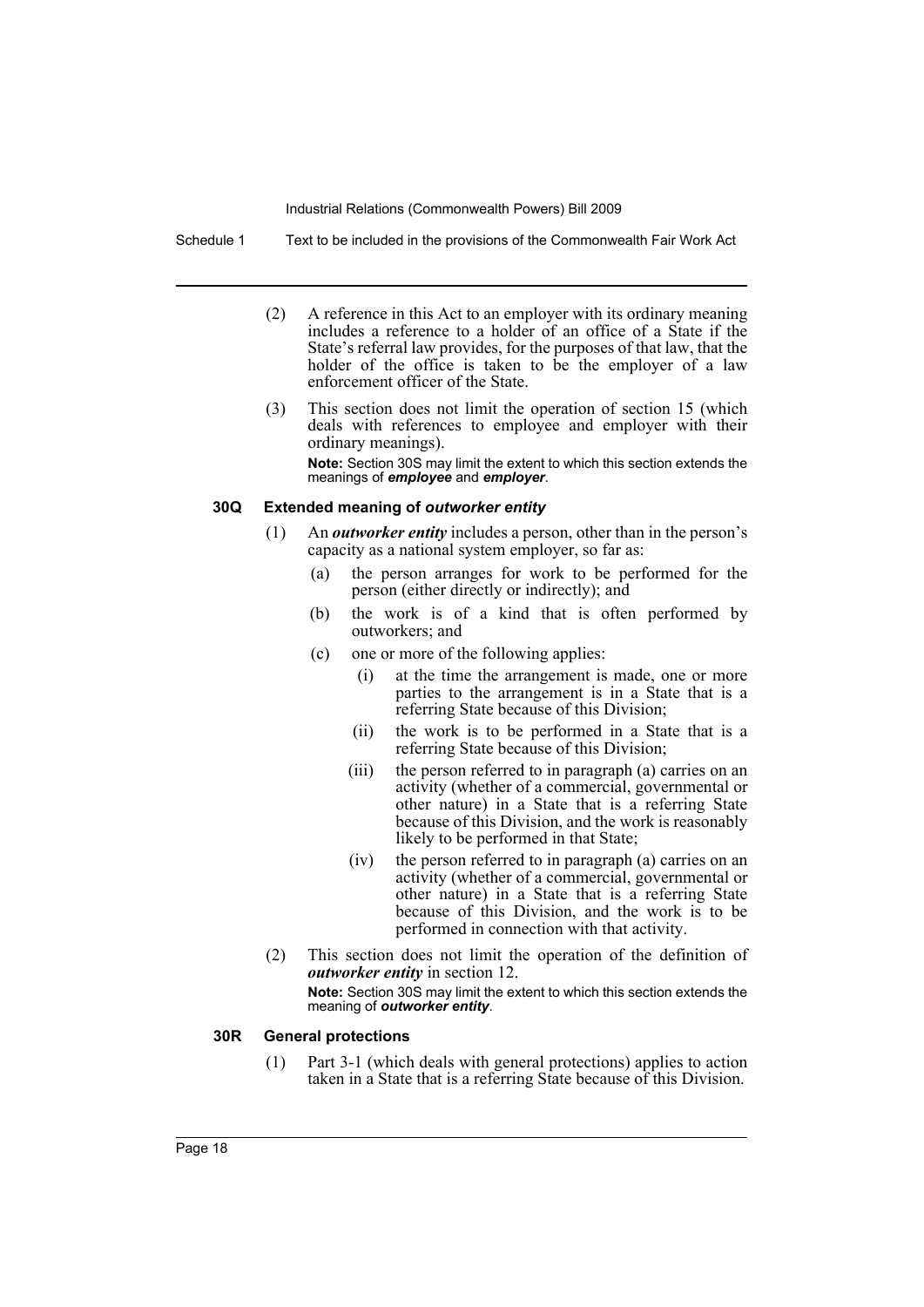(2) A reference in this Act to an employer with its ordinary meaning includes a reference to a holder of an office of a State if the State's referral law provides, for the purposes of that law, that the holder of the office is taken to be the employer of a law enforcement officer of the State.

(3) This section does not limit the operation of section 15 (which deals with references to employee and employer with their ordinary meanings).

**Note:** Section 30S may limit the extent to which this section extends the meanings of ***employee*** and ***employer***.

### 30Q Extended meaning of *outworker entity*

(1) An ***outworker entity*** includes a person, other than in the person's capacity as a national system employer, so far as:

- (a) the person arranges for work to be performed for the person (either directly or indirectly); and
- (b) the work is of a kind that is often performed by outworkers; and
- (c) one or more of the following applies:
  - (i) at the time the arrangement is made, one or more parties to the arrangement is in a State that is a referring State because of this Division;
  - (ii) the work is to be performed in a State that is a referring State because of this Division;
  - (iii) the person referred to in paragraph (a) carries on an activity (whether of a commercial, governmental or other nature) in a State that is a referring State because of this Division, and the work is reasonably likely to be performed in that State;
  - (iv) the person referred to in paragraph (a) carries on an activity (whether of a commercial, governmental or other nature) in a State that is a referring State because of this Division, and the work is to be performed in connection with that activity.

(2) This section does not limit the operation of the definition of ***outworker entity*** in section 12.

**Note:** Section 30S may limit the extent to which this section extends the meaning of ***outworker entity***.

### 30R General protections

(1) Part 3-1 (which deals with general protections) applies to action taken in a State that is a referring State because of this Division.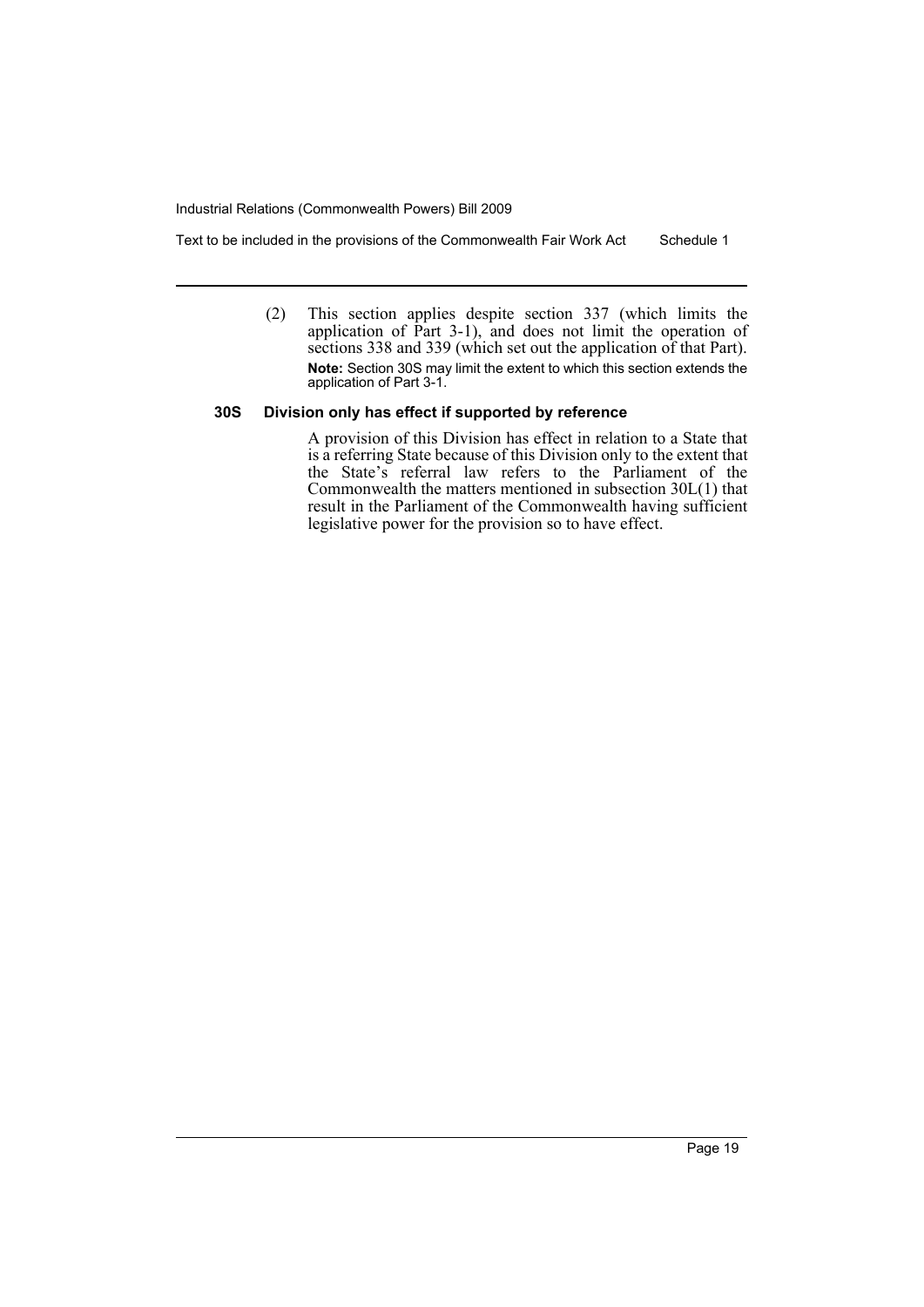(2) This section applies despite section 337 (which limits the application of Part 3-1), and does not limit the operation of sections 338 and 339 (which set out the application of that Part).

**Note:** Section 30S may limit the extent to which this section extends the application of Part 3-1.

### 30S Division only has effect if supported by reference

A provision of this Division has effect in relation to a State that is a referring State because of this Division only to the extent that the State's referral law refers to the Parliament of the Commonwealth the matters mentioned in subsection 30L(1) that result in the Parliament of the Commonwealth having sufficient legislative power for the provision so to have effect.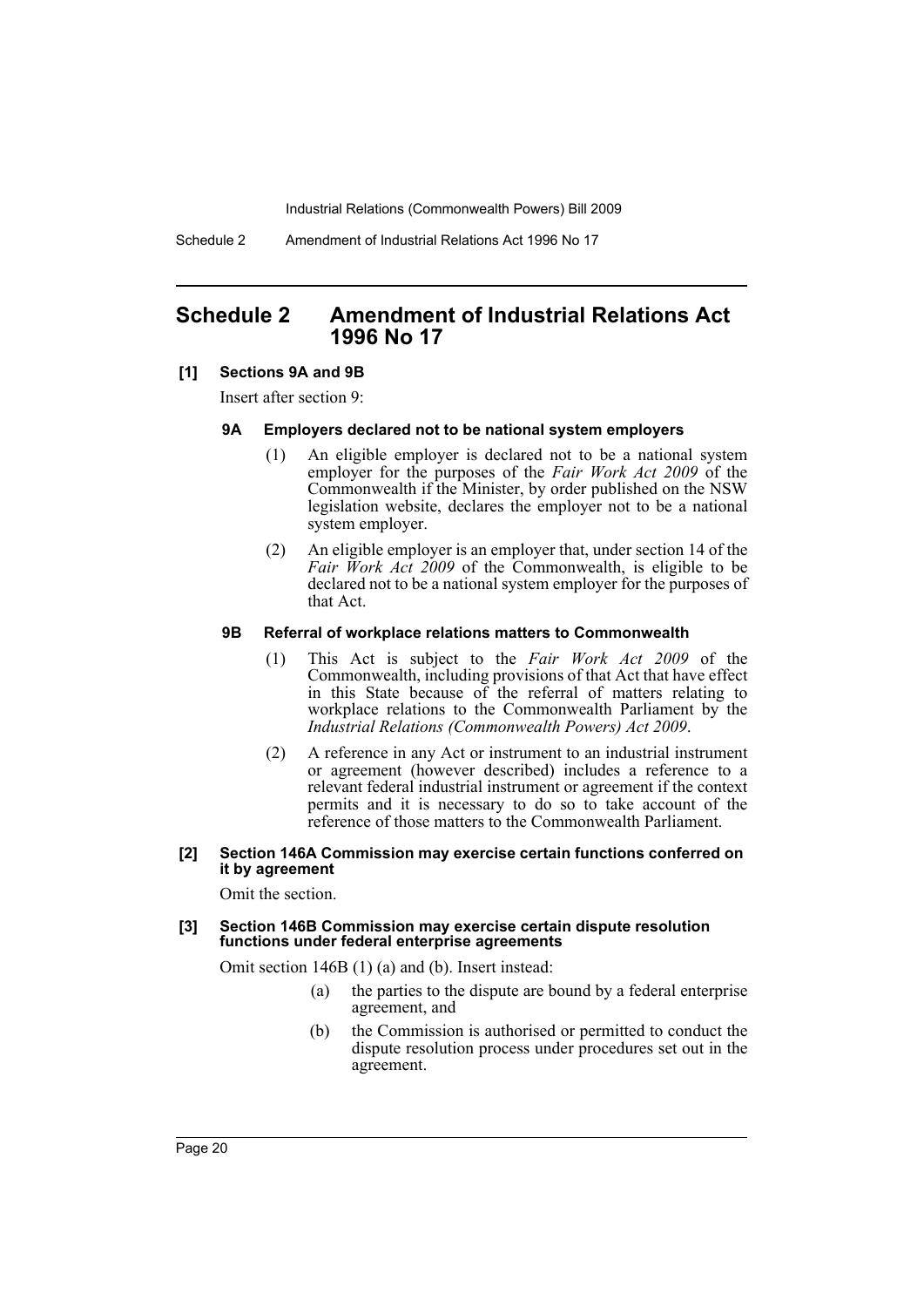## Schedule 2 Amendment of Industrial Relations Act 1996 No 17

**[1] Sections 9A and 9B**

Insert after section 9:

**9A Employers declared not to be national system employers**

(1) An eligible employer is declared not to be a national system employer for the purposes of the *Fair Work Act 2009* of the Commonwealth if the Minister, by order published on the NSW legislation website, declares the employer not to be a national system employer.

(2) An eligible employer is an employer that, under section 14 of the *Fair Work Act 2009* of the Commonwealth, is eligible to be declared not to be a national system employer for the purposes of that Act.

**9B Referral of workplace relations matters to Commonwealth**

(1) This Act is subject to the *Fair Work Act 2009* of the Commonwealth, including provisions of that Act that have effect in this State because of the referral of matters relating to workplace relations to the Commonwealth Parliament by the *Industrial Relations (Commonwealth Powers) Act 2009*.

(2) A reference in any Act or instrument to an industrial instrument or agreement (however described) includes a reference to a relevant federal industrial instrument or agreement if the context permits and it is necessary to do so to take account of the reference of those matters to the Commonwealth Parliament.

**[2] Section 146A Commission may exercise certain functions conferred on it by agreement**

Omit the section.

**[3] Section 146B Commission may exercise certain dispute resolution functions under federal enterprise agreements**

Omit section 146B (1) (a) and (b). Insert instead:

(a) the parties to the dispute are bound by a federal enterprise agreement, and

(b) the Commission is authorised or permitted to conduct the dispute resolution process under procedures set out in the agreement.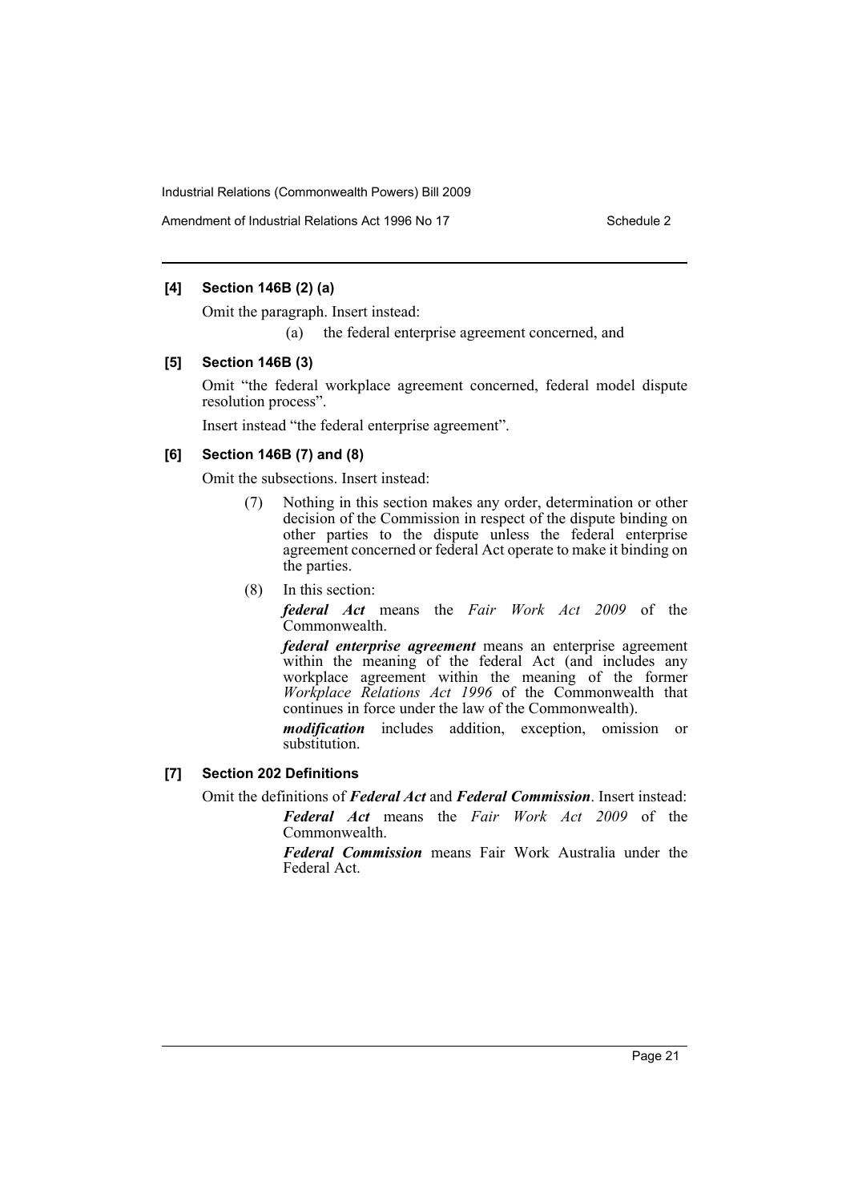#### [4] Section 146B (2) (a)

Omit the paragraph. Insert instead:

(a) the federal enterprise agreement concerned, and

#### [5] Section 146B (3)

Omit "the federal workplace agreement concerned, federal model dispute resolution process".

Insert instead "the federal enterprise agreement".

#### [6] Section 146B (7) and (8)

Omit the subsections. Insert instead:

(7) Nothing in this section makes any order, determination or other decision of the Commission in respect of the dispute binding on other parties to the dispute unless the federal enterprise agreement concerned or federal Act operate to make it binding on the parties.

(8) In this section:

***federal Act*** means the *Fair Work Act 2009* of the Commonwealth.

***federal enterprise agreement*** means an enterprise agreement within the meaning of the federal Act (and includes any workplace agreement within the meaning of the former *Workplace Relations Act 1996* of the Commonwealth that continues in force under the law of the Commonwealth).

***modification*** includes addition, exception, omission or substitution.

#### [7] Section 202 Definitions

Omit the definitions of ***Federal Act*** and ***Federal Commission***. Insert instead:

***Federal Act*** means the *Fair Work Act 2009* of the Commonwealth.

***Federal Commission*** means Fair Work Australia under the Federal Act.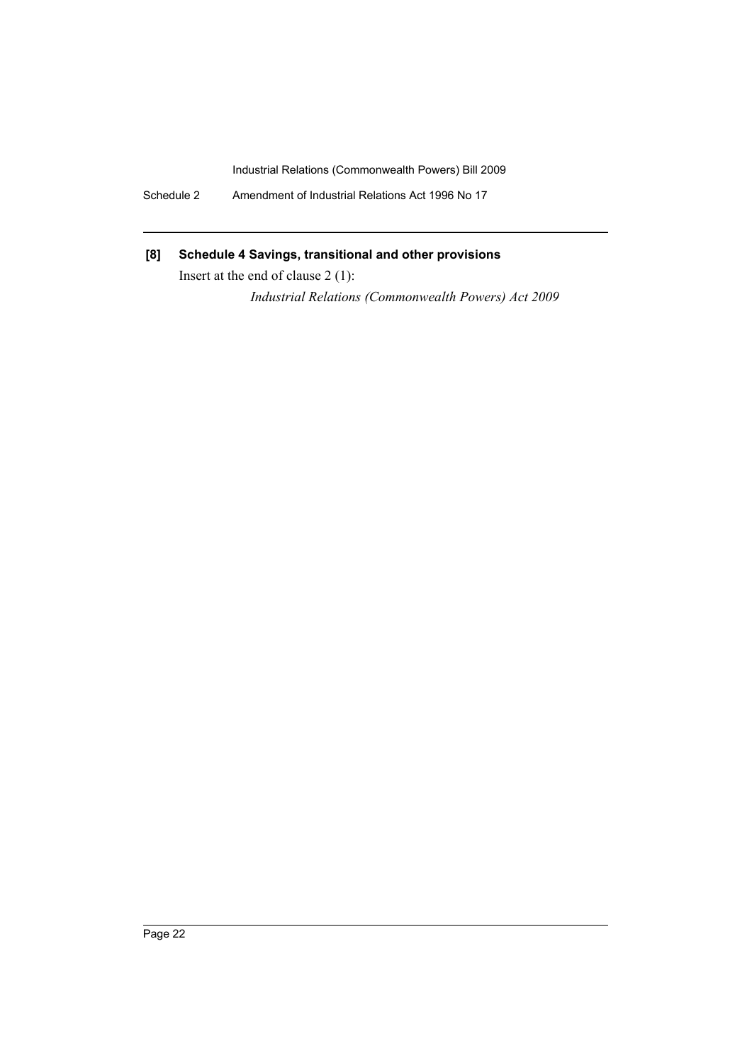**[8] Schedule 4 Savings, transitional and other provisions**

Insert at the end of clause 2 (1):

*Industrial Relations (Commonwealth Powers) Act 2009*